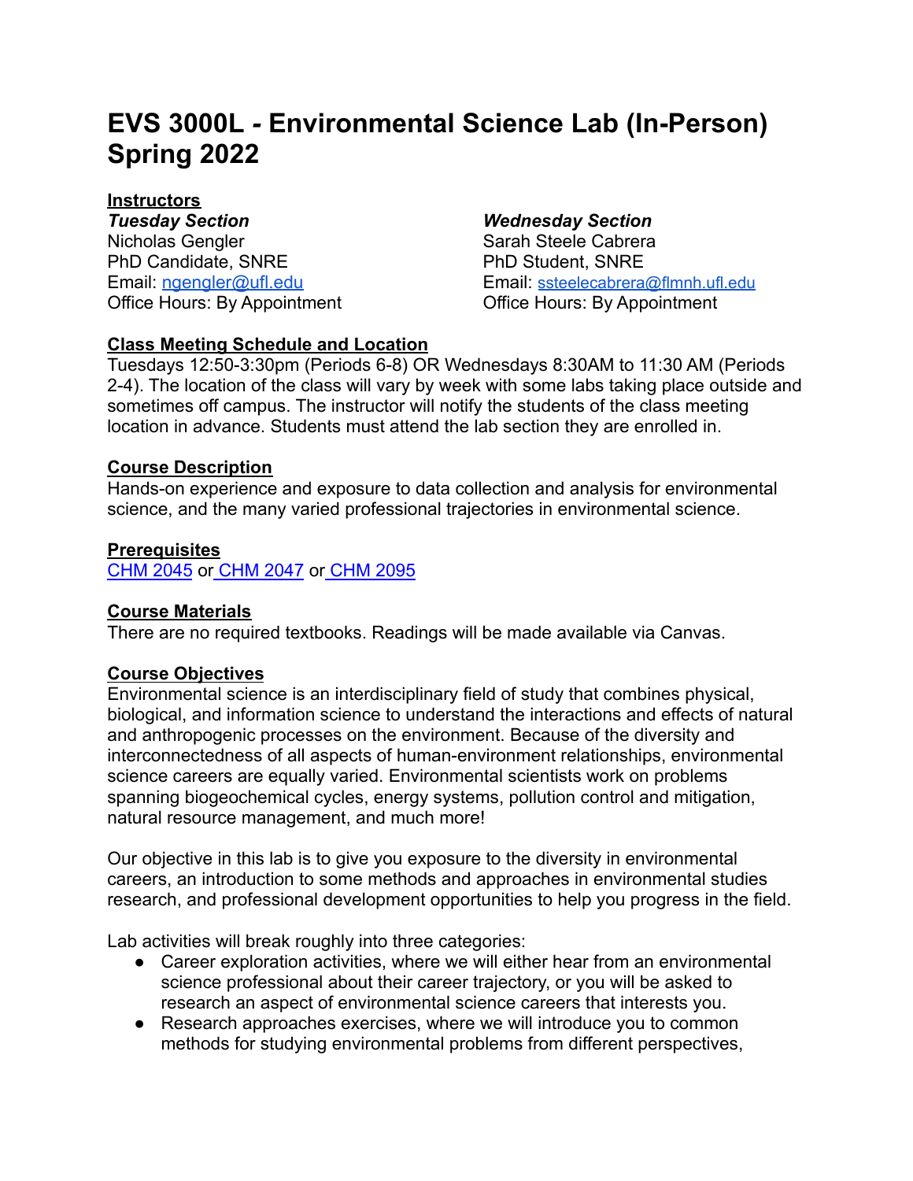# EVS 3000L - Environmental Science Lab (In-Person) Spring 2022

**Instructors**

***Tuesday Section***
Nicholas Gengler
PhD Candidate, SNRE
Email: ngengler@ufl.edu
Office Hours: By Appointment

***Wednesday Section***
Sarah Steele Cabrera
PhD Student, SNRE
Email: ssteelecabrera@flmnh.ufl.edu
Office Hours: By Appointment

**Class Meeting Schedule and Location**

Tuesdays 12:50-3:30pm (Periods 6-8) OR Wednesdays 8:30AM to 11:30 AM (Periods 2-4). The location of the class will vary by week with some labs taking place outside and sometimes off campus. The instructor will notify the students of the class meeting location in advance. Students must attend the lab section they are enrolled in.

**Course Description**

Hands-on experience and exposure to data collection and analysis for environmental science, and the many varied professional trajectories in environmental science.

**Prerequisites**

CHM 2045 or CHM 2047 or CHM 2095

**Course Materials**

There are no required textbooks. Readings will be made available via Canvas.

**Course Objectives**

Environmental science is an interdisciplinary field of study that combines physical, biological, and information science to understand the interactions and effects of natural and anthropogenic processes on the environment. Because of the diversity and interconnectedness of all aspects of human-environment relationships, environmental science careers are equally varied. Environmental scientists work on problems spanning biogeochemical cycles, energy systems, pollution control and mitigation, natural resource management, and much more!

Our objective in this lab is to give you exposure to the diversity in environmental careers, an introduction to some methods and approaches in environmental studies research, and professional development opportunities to help you progress in the field.

Lab activities will break roughly into three categories:

- Career exploration activities, where we will either hear from an environmental science professional about their career trajectory, or you will be asked to research an aspect of environmental science careers that interests you.
- Research approaches exercises, where we will introduce you to common methods for studying environmental problems from different perspectives,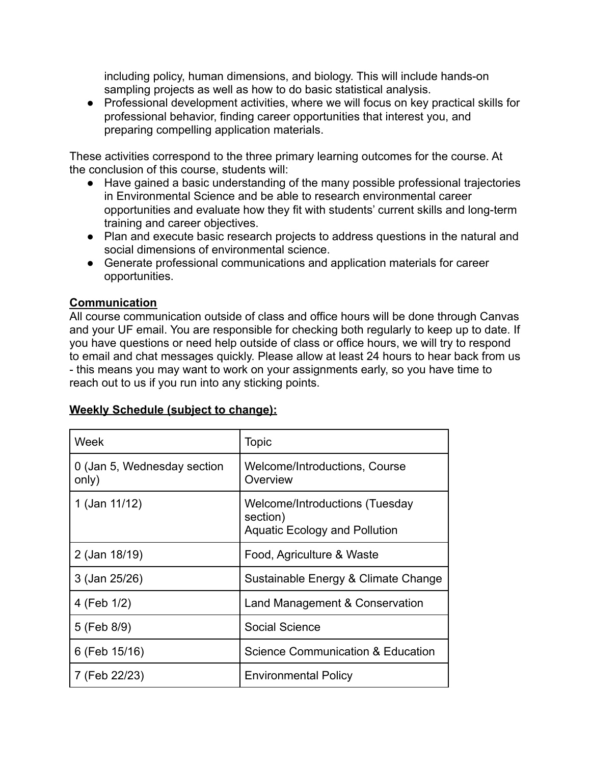including policy, human dimensions, and biology. This will include hands-on sampling projects as well as how to do basic statistical analysis.

- Professional development activities, where we will focus on key practical skills for professional behavior, finding career opportunities that interest you, and preparing compelling application materials.

These activities correspond to the three primary learning outcomes for the course. At the conclusion of this course, students will:

- Have gained a basic understanding of the many possible professional trajectories in Environmental Science and be able to research environmental career opportunities and evaluate how they fit with students' current skills and long-term training and career objectives.
- Plan and execute basic research projects to address questions in the natural and social dimensions of environmental science.
- Generate professional communications and application materials for career opportunities.

## Communication

All course communication outside of class and office hours will be done through Canvas and your UF email. You are responsible for checking both regularly to keep up to date. If you have questions or need help outside of class or office hours, we will try to respond to email and chat messages quickly. Please allow at least 24 hours to hear back from us - this means you may want to work on your assignments early, so you have time to reach out to us if you run into any sticking points.

## Weekly Schedule (subject to change):

| Week | Topic |
|---|---|
| 0 (Jan 5, Wednesday section only) | Welcome/Introductions, Course Overview |
| 1 (Jan 11/12) | Welcome/Introductions (Tuesday section)<br>Aquatic Ecology and Pollution |
| 2 (Jan 18/19) | Food, Agriculture & Waste |
| 3 (Jan 25/26) | Sustainable Energy & Climate Change |
| 4 (Feb 1/2) | Land Management & Conservation |
| 5 (Feb 8/9) | Social Science |
| 6 (Feb 15/16) | Science Communication & Education |
| 7 (Feb 22/23) | Environmental Policy |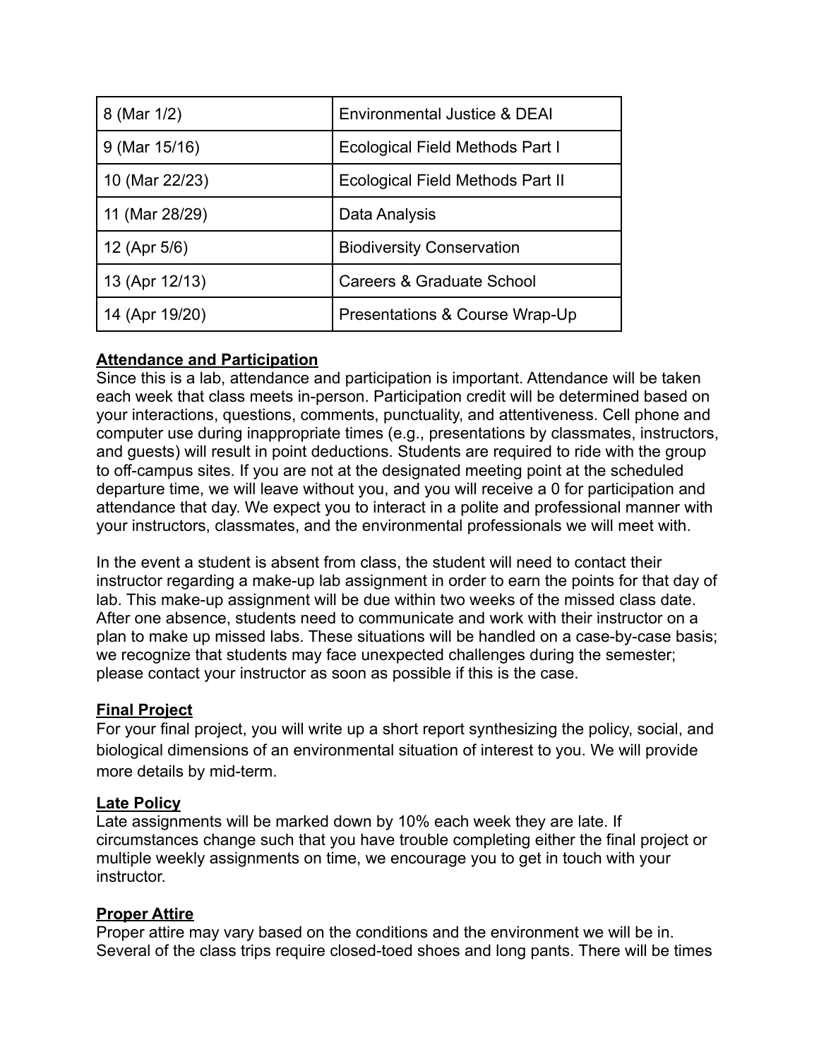| 8 (Mar 1/2) | Environmental Justice & DEAI |
|---|---|
| 9 (Mar 15/16) | Ecological Field Methods Part I |
| 10 (Mar 22/23) | Ecological Field Methods Part II |
| 11 (Mar 28/29) | Data Analysis |
| 12 (Apr 5/6) | Biodiversity Conservation |
| 13 (Apr 12/13) | Careers & Graduate School |
| 14 (Apr 19/20) | Presentations & Course Wrap-Up |

**Attendance and Participation**

Since this is a lab, attendance and participation is important. Attendance will be taken each week that class meets in-person. Participation credit will be determined based on your interactions, questions, comments, punctuality, and attentiveness. Cell phone and computer use during inappropriate times (e.g., presentations by classmates, instructors, and guests) will result in point deductions. Students are required to ride with the group to off-campus sites. If you are not at the designated meeting point at the scheduled departure time, we will leave without you, and you will receive a 0 for participation and attendance that day. We expect you to interact in a polite and professional manner with your instructors, classmates, and the environmental professionals we will meet with.

In the event a student is absent from class, the student will need to contact their instructor regarding a make-up lab assignment in order to earn the points for that day of lab. This make-up assignment will be due within two weeks of the missed class date. After one absence, students need to communicate and work with their instructor on a plan to make up missed labs. These situations will be handled on a case-by-case basis; we recognize that students may face unexpected challenges during the semester; please contact your instructor as soon as possible if this is the case.

**Final Project**

For your final project, you will write up a short report synthesizing the policy, social, and biological dimensions of an environmental situation of interest to you. We will provide more details by mid-term.

**Late Policy**

Late assignments will be marked down by 10% each week they are late. If circumstances change such that you have trouble completing either the final project or multiple weekly assignments on time, we encourage you to get in touch with your instructor.

**Proper Attire**

Proper attire may vary based on the conditions and the environment we will be in. Several of the class trips require closed-toed shoes and long pants. There will be times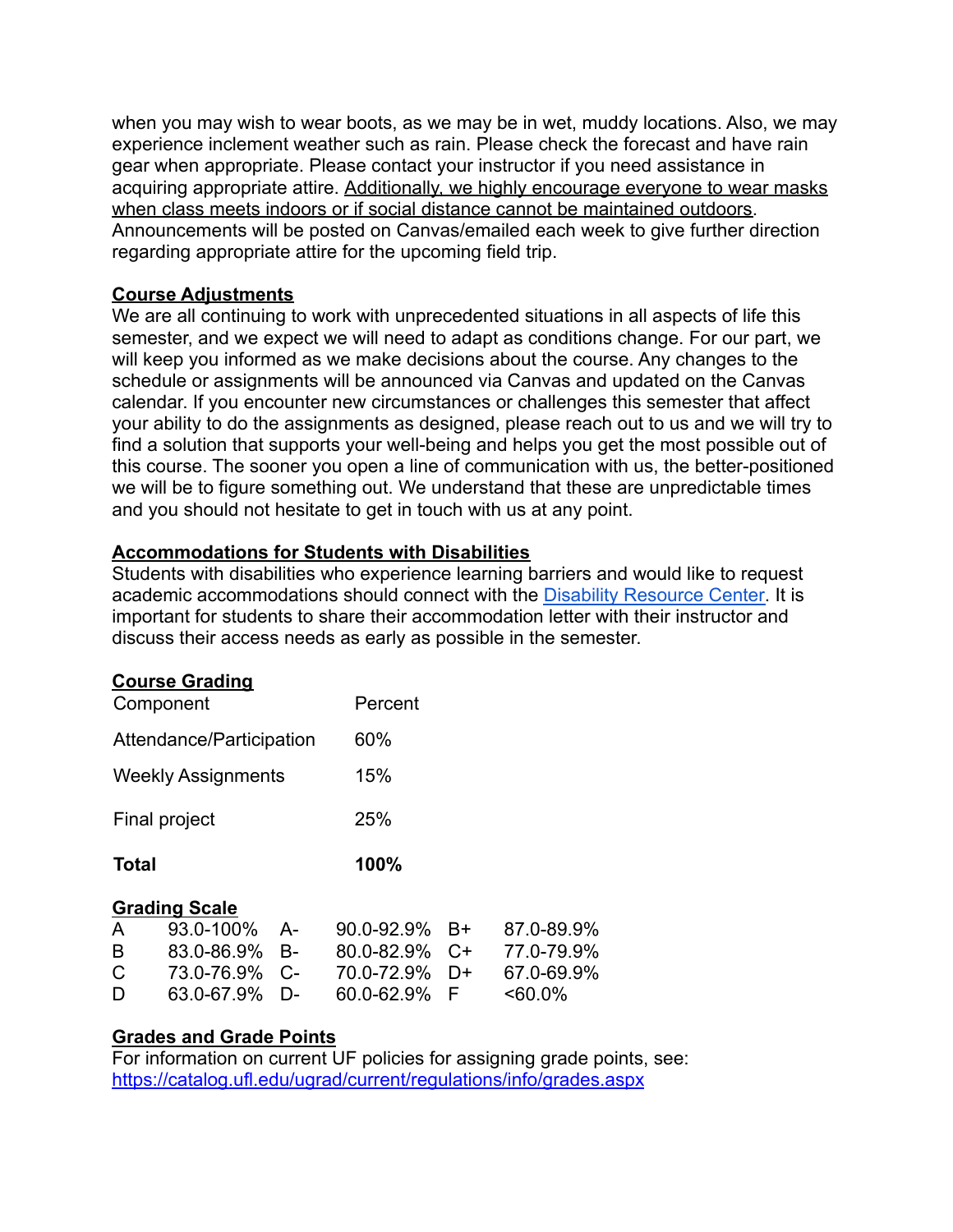when you may wish to wear boots, as we may be in wet, muddy locations. Also, we may experience inclement weather such as rain. Please check the forecast and have rain gear when appropriate. Please contact your instructor if you need assistance in acquiring appropriate attire. Additionally, we highly encourage everyone to wear masks when class meets indoors or if social distance cannot be maintained outdoors. Announcements will be posted on Canvas/emailed each week to give further direction regarding appropriate attire for the upcoming field trip.

## Course Adjustments

We are all continuing to work with unprecedented situations in all aspects of life this semester, and we expect we will need to adapt as conditions change. For our part, we will keep you informed as we make decisions about the course. Any changes to the schedule or assignments will be announced via Canvas and updated on the Canvas calendar. If you encounter new circumstances or challenges this semester that affect your ability to do the assignments as designed, please reach out to us and we will try to find a solution that supports your well-being and helps you get the most possible out of this course. The sooner you open a line of communication with us, the better-positioned we will be to figure something out. We understand that these are unpredictable times and you should not hesitate to get in touch with us at any point.

## Accommodations for Students with Disabilities

Students with disabilities who experience learning barriers and would like to request academic accommodations should connect with the Disability Resource Center. It is important for students to share their accommodation letter with their instructor and discuss their access needs as early as possible in the semester.

## Course Grading

| Component | Percent |
|---|---|
| Attendance/Participation | 60% |
| Weekly Assignments | 15% |
| Final project | 25% |
| **Total** | **100%** |

## Grading Scale

| | | | | | |
|---|---|---|---|---|---|
| A | 93.0-100% | A- | 90.0-92.9% | B+ | 87.0-89.9% |
| B | 83.0-86.9% | B- | 80.0-82.9% | C+ | 77.0-79.9% |
| C | 73.0-76.9% | C- | 70.0-72.9% | D+ | 67.0-69.9% |
| D | 63.0-67.9% | D- | 60.0-62.9% | F | <60.0% |

## Grades and Grade Points

For information on current UF policies for assigning grade points, see: https://catalog.ufl.edu/ugrad/current/regulations/info/grades.aspx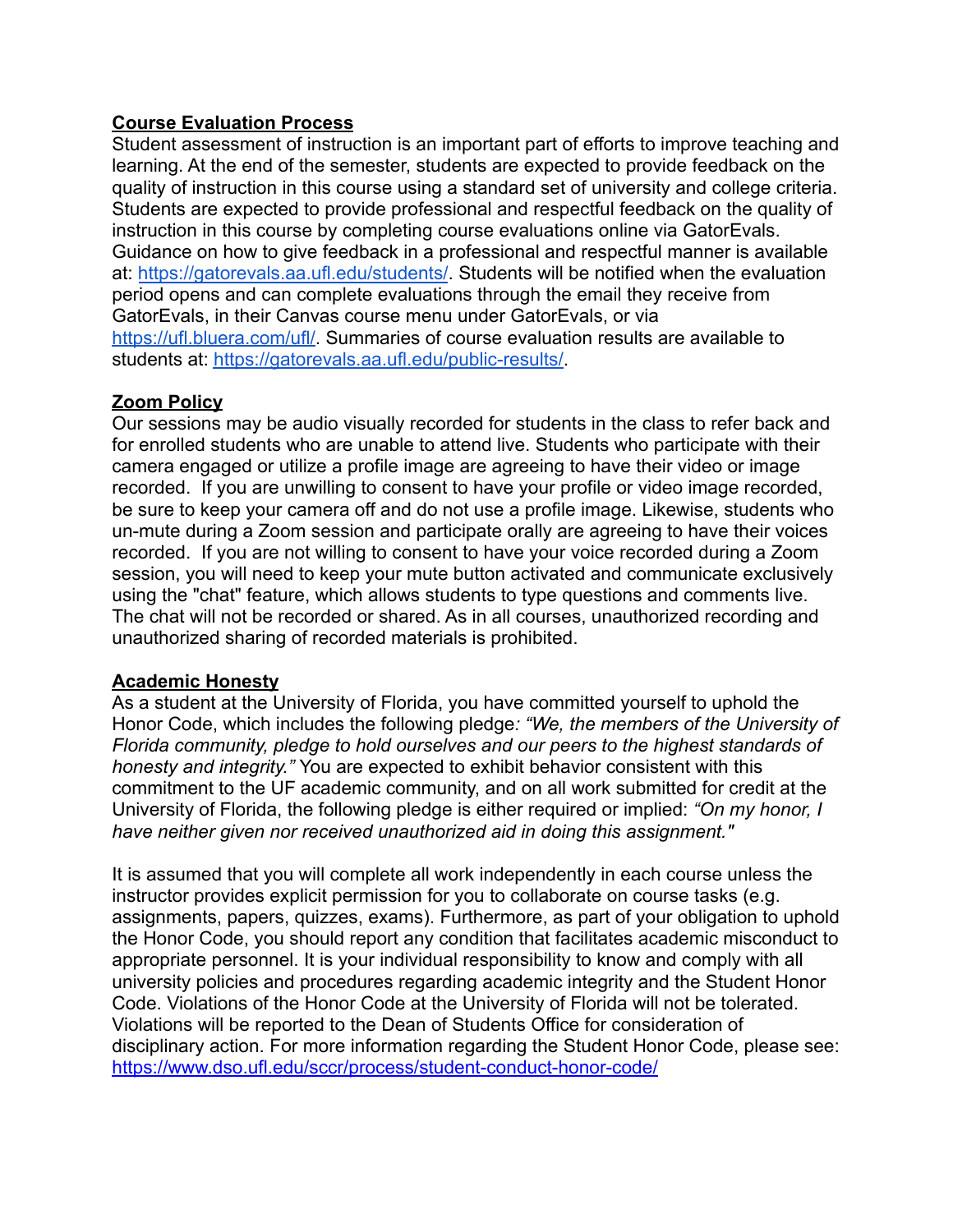**Course Evaluation Process**

Student assessment of instruction is an important part of efforts to improve teaching and learning. At the end of the semester, students are expected to provide feedback on the quality of instruction in this course using a standard set of university and college criteria. Students are expected to provide professional and respectful feedback on the quality of instruction in this course by completing course evaluations online via GatorEvals. Guidance on how to give feedback in a professional and respectful manner is available at: [https://gatorevals.aa.ufl.edu/students/](https://gatorevals.aa.ufl.edu/students/). Students will be notified when the evaluation period opens and can complete evaluations through the email they receive from GatorEvals, in their Canvas course menu under GatorEvals, or via [https://ufl.bluera.com/ufl/](https://ufl.bluera.com/ufl/). Summaries of course evaluation results are available to students at: [https://gatorevals.aa.ufl.edu/public-results/](https://gatorevals.aa.ufl.edu/public-results/).

**Zoom Policy**

Our sessions may be audio visually recorded for students in the class to refer back and for enrolled students who are unable to attend live. Students who participate with their camera engaged or utilize a profile image are agreeing to have their video or image recorded. If you are unwilling to consent to have your profile or video image recorded, be sure to keep your camera off and do not use a profile image. Likewise, students who un-mute during a Zoom session and participate orally are agreeing to have their voices recorded. If you are not willing to consent to have your voice recorded during a Zoom session, you will need to keep your mute button activated and communicate exclusively using the "chat" feature, which allows students to type questions and comments live. The chat will not be recorded or shared. As in all courses, unauthorized recording and unauthorized sharing of recorded materials is prohibited.

**Academic Honesty**

As a student at the University of Florida, you have committed yourself to uphold the Honor Code, which includes the following pledge*: "We, the members of the University of Florida community, pledge to hold ourselves and our peers to the highest standards of honesty and integrity."* You are expected to exhibit behavior consistent with this commitment to the UF academic community, and on all work submitted for credit at the University of Florida, the following pledge is either required or implied: *"On my honor, I have neither given nor received unauthorized aid in doing this assignment."*

It is assumed that you will complete all work independently in each course unless the instructor provides explicit permission for you to collaborate on course tasks (e.g. assignments, papers, quizzes, exams). Furthermore, as part of your obligation to uphold the Honor Code, you should report any condition that facilitates academic misconduct to appropriate personnel. It is your individual responsibility to know and comply with all university policies and procedures regarding academic integrity and the Student Honor Code. Violations of the Honor Code at the University of Florida will not be tolerated. Violations will be reported to the Dean of Students Office for consideration of disciplinary action. For more information regarding the Student Honor Code, please see: [https://www.dso.ufl.edu/sccr/process/student-conduct-honor-code/](https://www.dso.ufl.edu/sccr/process/student-conduct-honor-code/)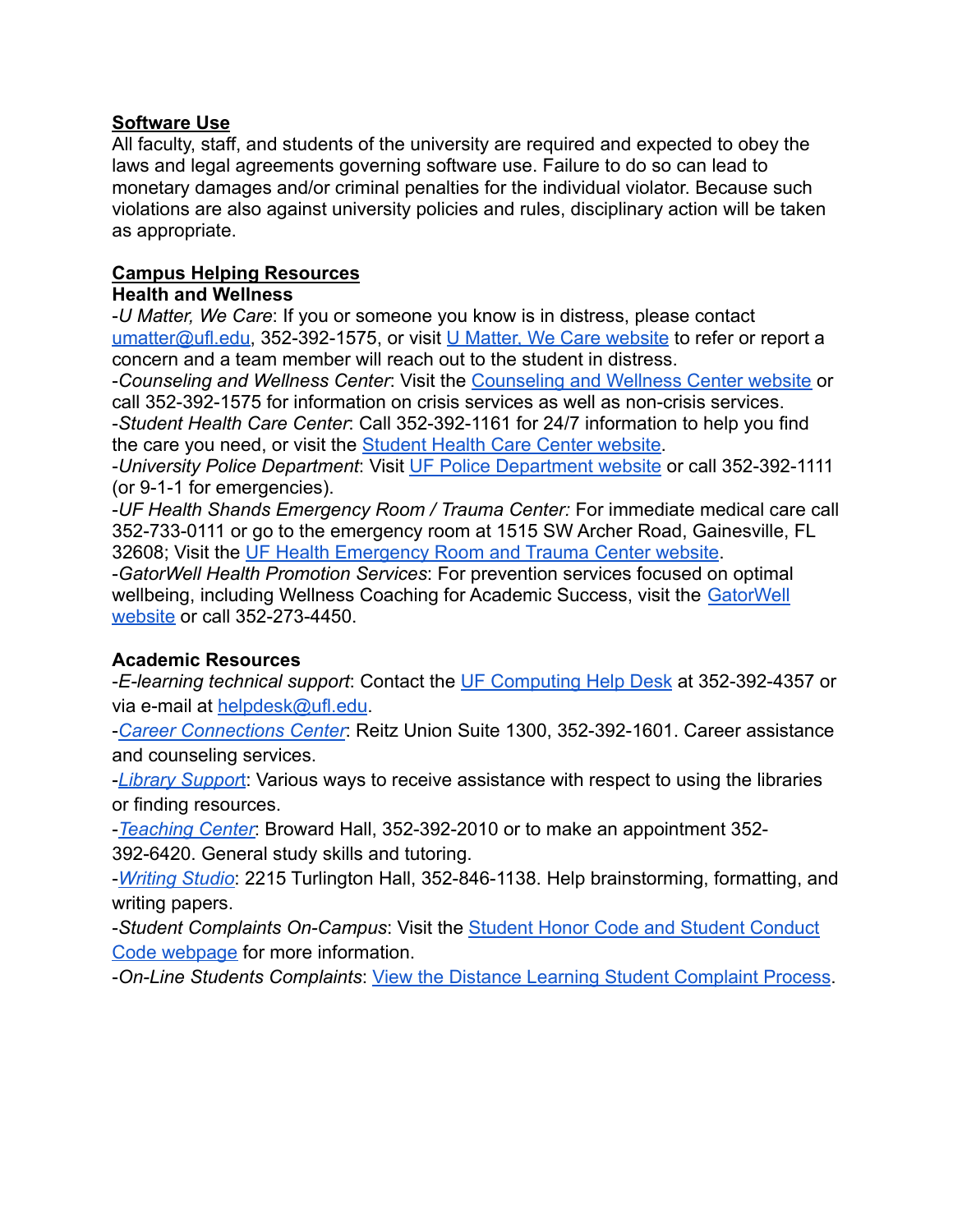**Software Use**

All faculty, staff, and students of the university are required and expected to obey the laws and legal agreements governing software use. Failure to do so can lead to monetary damages and/or criminal penalties for the individual violator. Because such violations are also against university policies and rules, disciplinary action will be taken as appropriate.

**Campus Helping Resources**

**Health and Wellness**

-*U Matter, We Care*: If you or someone you know is in distress, please contact umatter@ufl.edu, 352-392-1575, or visit U Matter, We Care website to refer or report a concern and a team member will reach out to the student in distress.
-*Counseling and Wellness Center*: Visit the Counseling and Wellness Center website or call 352-392-1575 for information on crisis services as well as non-crisis services.
-*Student Health Care Center*: Call 352-392-1161 for 24/7 information to help you find the care you need, or visit the Student Health Care Center website.
-*University Police Department*: Visit UF Police Department website or call 352-392-1111 (or 9-1-1 for emergencies).
-*UF Health Shands Emergency Room / Trauma Center:* For immediate medical care call 352-733-0111 or go to the emergency room at 1515 SW Archer Road, Gainesville, FL 32608; Visit the UF Health Emergency Room and Trauma Center website.
-*GatorWell Health Promotion Services*: For prevention services focused on optimal wellbeing, including Wellness Coaching for Academic Success, visit the GatorWell website or call 352-273-4450.

**Academic Resources**

-*E-learning technical support*: Contact the UF Computing Help Desk at 352-392-4357 or via e-mail at helpdesk@ufl.edu.
-*Career Connections Center*: Reitz Union Suite 1300, 352-392-1601. Career assistance and counseling services.
-*Library Support*: Various ways to receive assistance with respect to using the libraries or finding resources.
-*Teaching Center*: Broward Hall, 352-392-2010 or to make an appointment 352-392-6420. General study skills and tutoring.
-*Writing Studio*: 2215 Turlington Hall, 352-846-1138. Help brainstorming, formatting, and writing papers.
-*Student Complaints On-Campus*: Visit the Student Honor Code and Student Conduct Code webpage for more information.
-*On-Line Students Complaints*: View the Distance Learning Student Complaint Process.